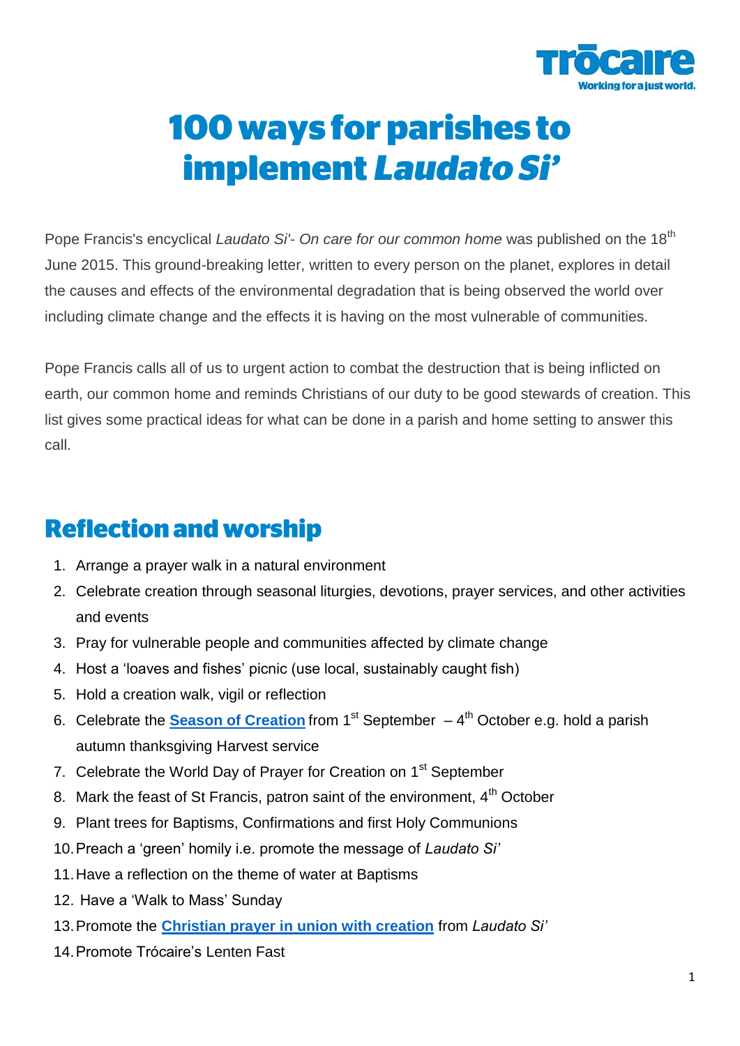Trócaire
Working for a just world.

# 100 ways for parishes to implement *Laudato Si'*

Pope Francis's encyclical *Laudato Si'- On care for our common home* was published on the 18th June 2015. This ground-breaking letter, written to every person on the planet, explores in detail the causes and effects of the environmental degradation that is being observed the world over including climate change and the effects it is having on the most vulnerable of communities.

Pope Francis calls all of us to urgent action to combat the destruction that is being inflicted on earth, our common home and reminds Christians of our duty to be good stewards of creation. This list gives some practical ideas for what can be done in a parish and home setting to answer this call.

## Reflection and worship

1. Arrange a prayer walk in a natural environment
2. Celebrate creation through seasonal liturgies, devotions, prayer services, and other activities and events
3. Pray for vulnerable people and communities affected by climate change
4. Host a 'loaves and fishes' picnic (use local, sustainably caught fish)
5. Hold a creation walk, vigil or reflection
6. Celebrate the **Season of Creation** from 1st September – 4th October e.g. hold a parish autumn thanksgiving Harvest service
7. Celebrate the World Day of Prayer for Creation on 1st September
8. Mark the feast of St Francis, patron saint of the environment, 4th October
9. Plant trees for Baptisms, Confirmations and first Holy Communions
10. Preach a 'green' homily i.e. promote the message of *Laudato Si'*
11. Have a reflection on the theme of water at Baptisms
12. Have a 'Walk to Mass' Sunday
13. Promote the **Christian prayer in union with creation** from *Laudato Si'*
14. Promote Trócaire's Lenten Fast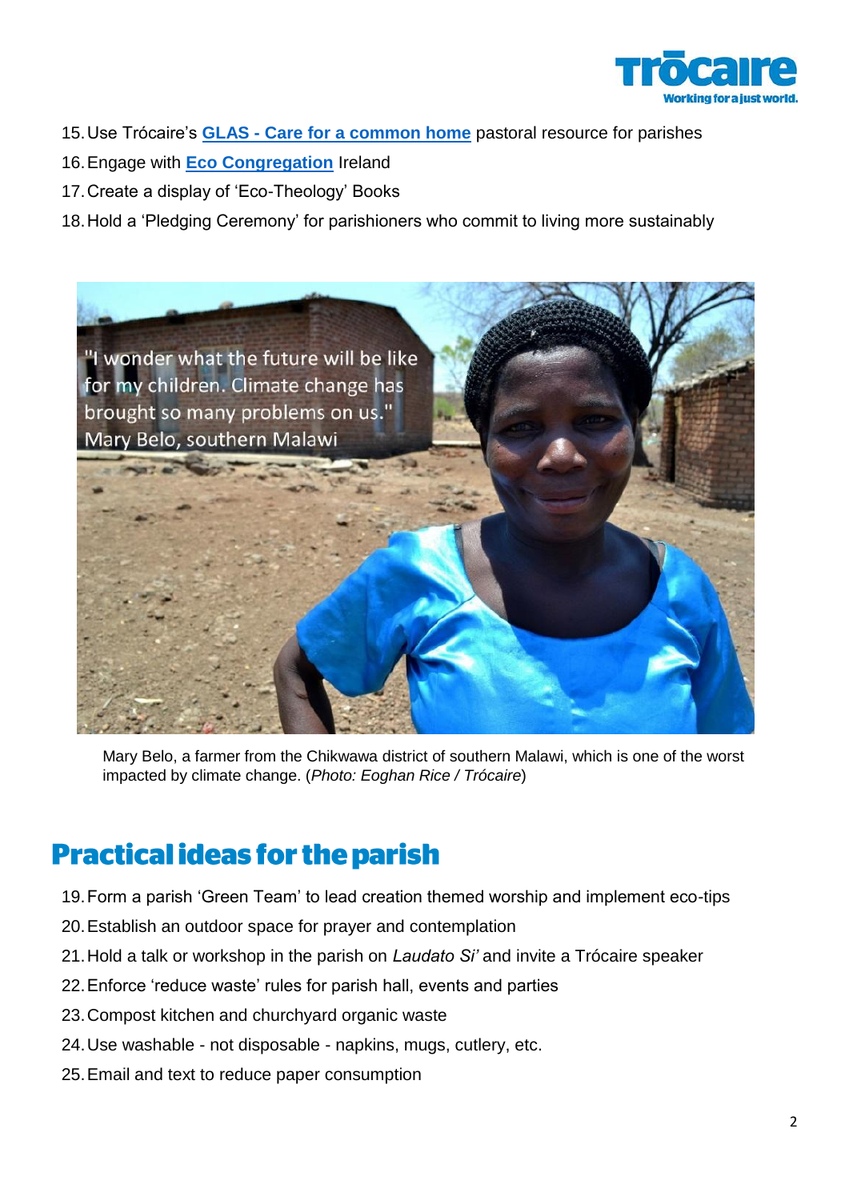15. Use Trócaire's **GLAS - Care for a common home** pastoral resource for parishes
16. Engage with **Eco Congregation** Ireland
17. Create a display of 'Eco-Theology' Books
18. Hold a 'Pledging Ceremony' for parishioners who commit to living more sustainably

Mary Belo, a farmer from the Chikwawa district of southern Malawi, which is one of the worst impacted by climate change. (*Photo: Eoghan Rice / Trócaire*)

## Practical ideas for the parish

19. Form a parish 'Green Team' to lead creation themed worship and implement eco-tips
20. Establish an outdoor space for prayer and contemplation
21. Hold a talk or workshop in the parish on *Laudato Si'* and invite a Trócaire speaker
22. Enforce 'reduce waste' rules for parish hall, events and parties
23. Compost kitchen and churchyard organic waste
24. Use washable - not disposable - napkins, mugs, cutlery, etc.
25. Email and text to reduce paper consumption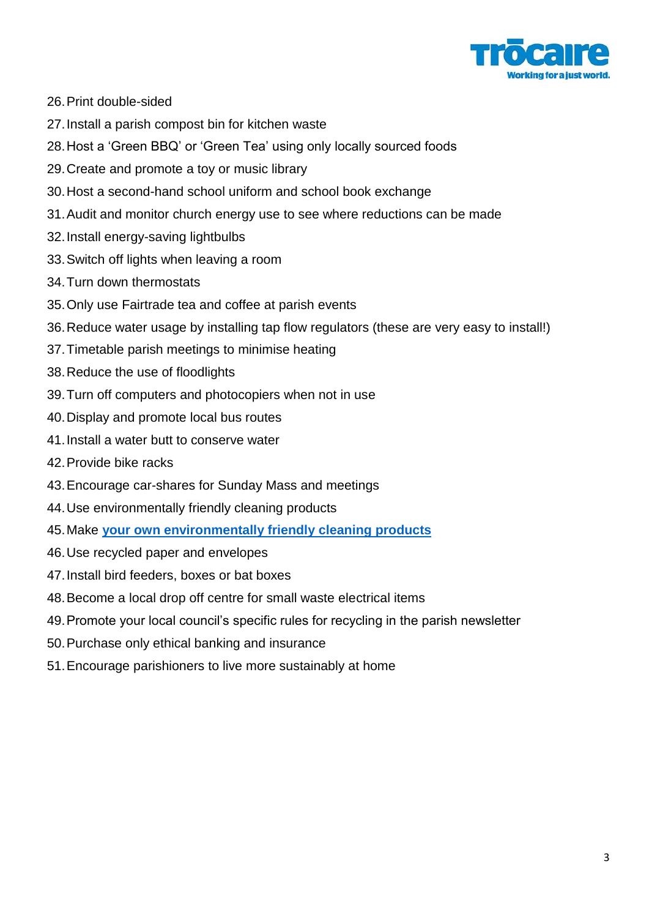26. Print double-sided
27. Install a parish compost bin for kitchen waste
28. Host a ‘Green BBQ’ or ‘Green Tea’ using only locally sourced foods
29. Create and promote a toy or music library
30. Host a second-hand school uniform and school book exchange
31. Audit and monitor church energy use to see where reductions can be made
32. Install energy-saving lightbulbs
33. Switch off lights when leaving a room
34. Turn down thermostats
35. Only use Fairtrade tea and coffee at parish events
36. Reduce water usage by installing tap flow regulators (these are very easy to install!)
37. Timetable parish meetings to minimise heating
38. Reduce the use of floodlights
39. Turn off computers and photocopiers when not in use
40. Display and promote local bus routes
41. Install a water butt to conserve water
42. Provide bike racks
43. Encourage car-shares for Sunday Mass and meetings
44. Use environmentally friendly cleaning products
45. Make **your own environmentally friendly cleaning products**
46. Use recycled paper and envelopes
47. Install bird feeders, boxes or bat boxes
48. Become a local drop off centre for small waste electrical items
49. Promote your local council’s specific rules for recycling in the parish newsletter
50. Purchase only ethical banking and insurance
51. Encourage parishioners to live more sustainably at home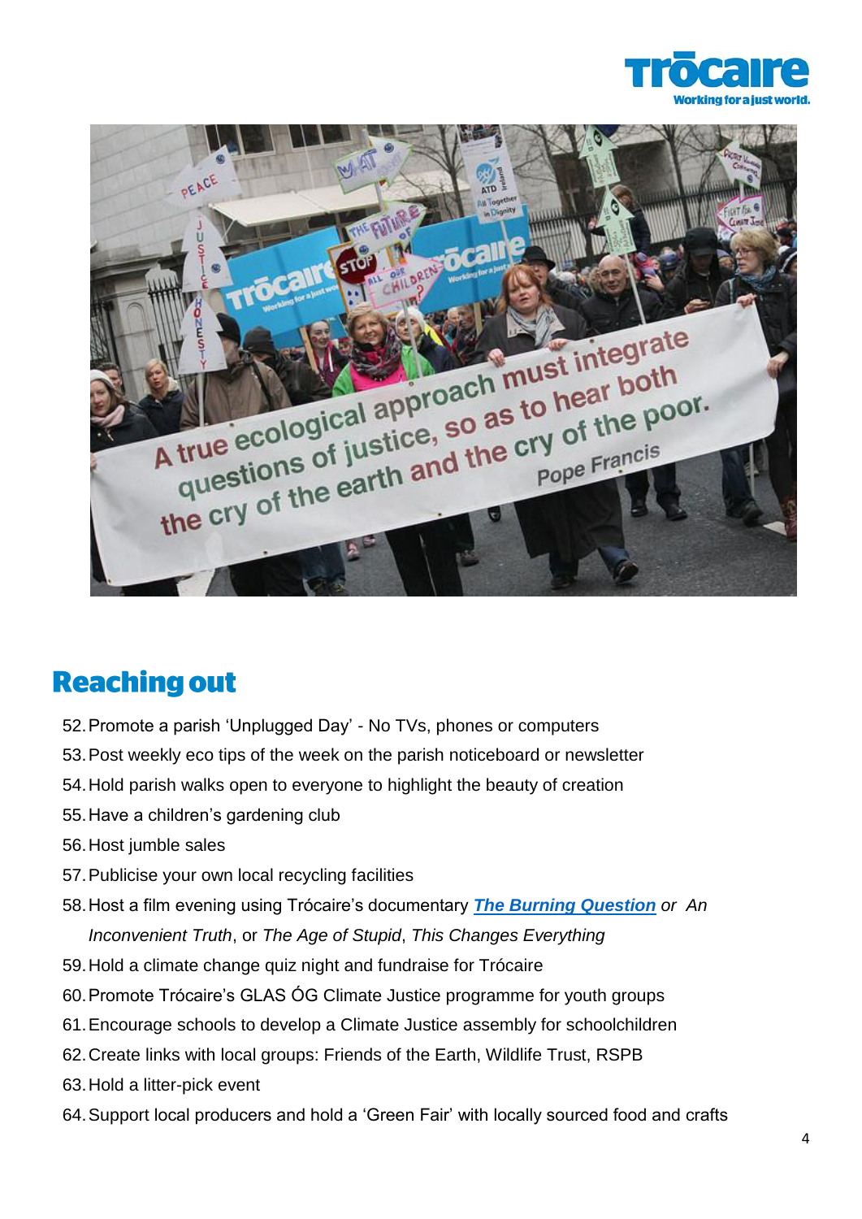## Reaching out

52. Promote a parish 'Unplugged Day' - No TVs, phones or computers
53. Post weekly eco tips of the week on the parish noticeboard or newsletter
54. Hold parish walks open to everyone to highlight the beauty of creation
55. Have a children's gardening club
56. Host jumble sales
57. Publicise your own local recycling facilities
58. Host a film evening using Trócaire's documentary ***The Burning Question*** *or An Inconvenient Truth*, or *The Age of Stupid*, *This Changes Everything*
59. Hold a climate change quiz night and fundraise for Trócaire
60. Promote Trócaire's GLAS ÓG Climate Justice programme for youth groups
61. Encourage schools to develop a Climate Justice assembly for schoolchildren
62. Create links with local groups: Friends of the Earth, Wildlife Trust, RSPB
63. Hold a litter-pick event
64. Support local producers and hold a 'Green Fair' with locally sourced food and crafts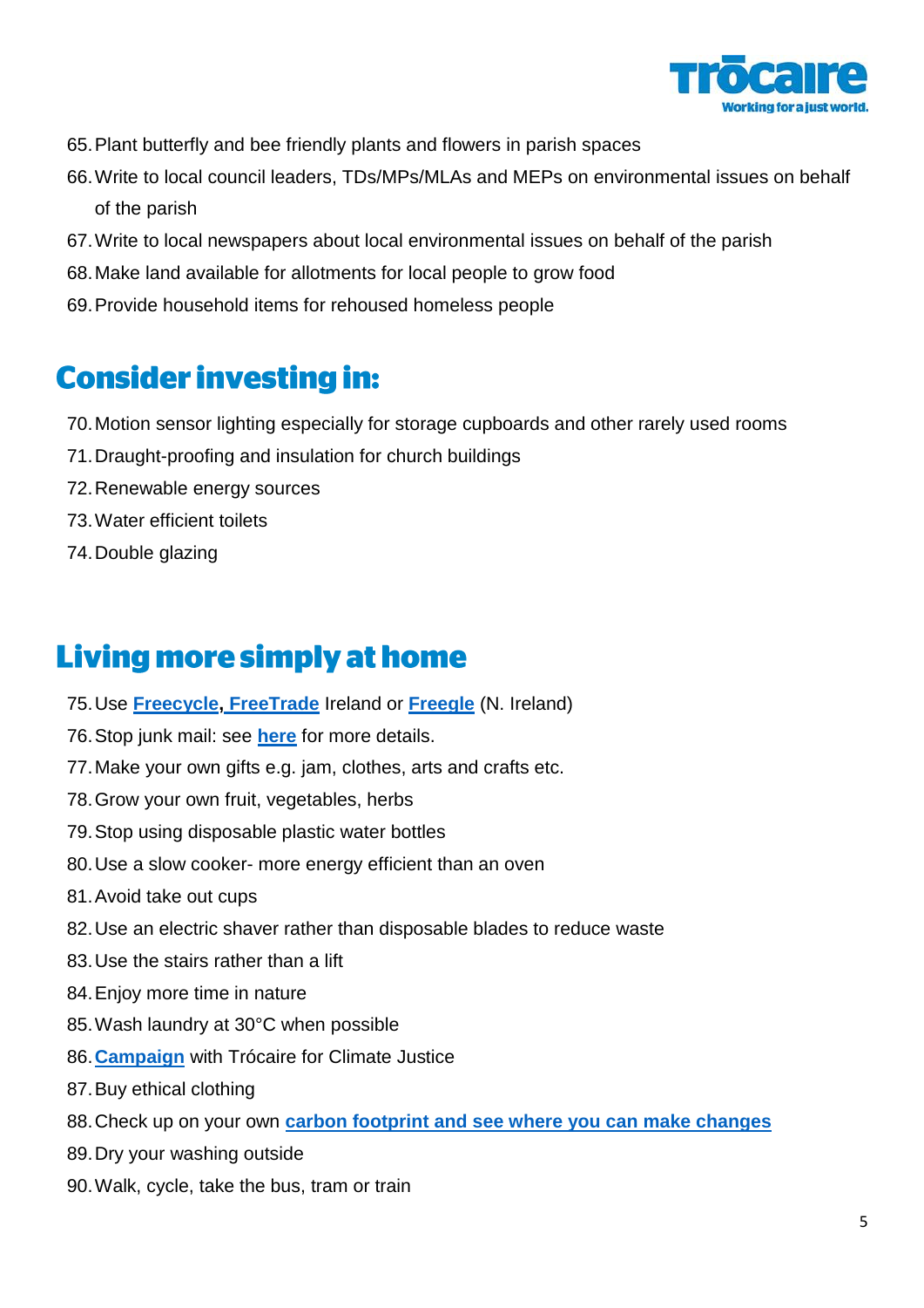65. Plant butterfly and bee friendly plants and flowers in parish spaces
66. Write to local council leaders, TDs/MPs/MLAs and MEPs on environmental issues on behalf of the parish
67. Write to local newspapers about local environmental issues on behalf of the parish
68. Make land available for allotments for local people to grow food
69. Provide household items for rehoused homeless people

## Consider investing in:

70. Motion sensor lighting especially for storage cupboards and other rarely used rooms
71. Draught-proofing and insulation for church buildings
72. Renewable energy sources
73. Water efficient toilets
74. Double glazing

## Living more simply at home

75. Use **Freecycle**, **FreeTrade** Ireland or **Freegle** (N. Ireland)
76. Stop junk mail: see **here** for more details.
77. Make your own gifts e.g. jam, clothes, arts and crafts etc.
78. Grow your own fruit, vegetables, herbs
79. Stop using disposable plastic water bottles
80. Use a slow cooker- more energy efficient than an oven
81. Avoid take out cups
82. Use an electric shaver rather than disposable blades to reduce waste
83. Use the stairs rather than a lift
84. Enjoy more time in nature
85. Wash laundry at 30°C when possible
86. **Campaign** with Trócaire for Climate Justice
87. Buy ethical clothing
88. Check up on your own **carbon footprint and see where you can make changes**
89. Dry your washing outside
90. Walk, cycle, take the bus, tram or train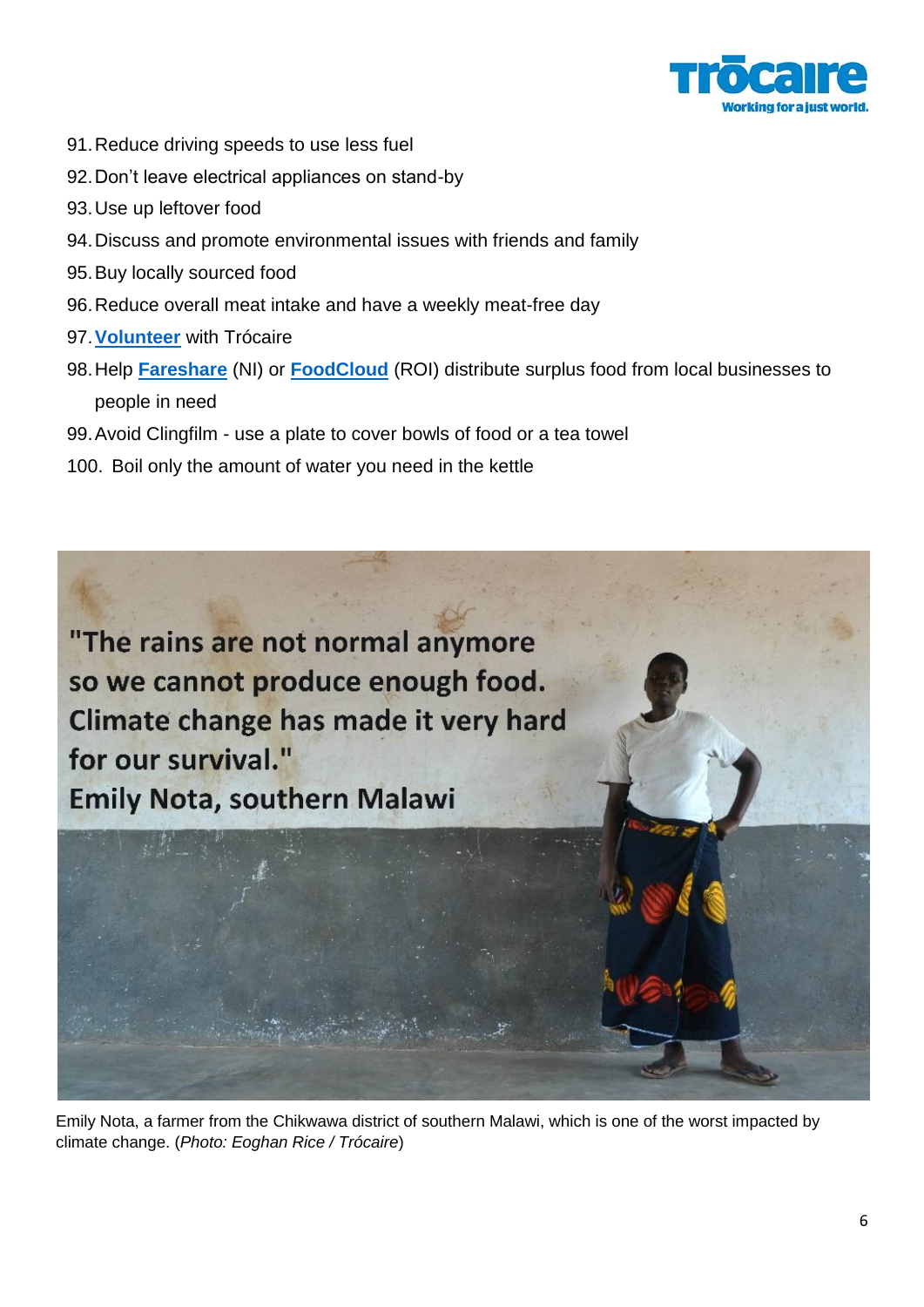91. Reduce driving speeds to use less fuel
92. Don't leave electrical appliances on stand-by
93. Use up leftover food
94. Discuss and promote environmental issues with friends and family
95. Buy locally sourced food
96. Reduce overall meat intake and have a weekly meat-free day
97. **Volunteer** with Trócaire
98. Help **Fareshare** (NI) or **FoodCloud** (ROI) distribute surplus food from local businesses to people in need
99. Avoid Clingfilm - use a plate to cover bowls of food or a tea towel
100. Boil only the amount of water you need in the kettle

"The rains are not normal anymore so we cannot produce enough food. Climate change has made it very hard for our survival."
Emily Nota, southern Malawi

Emily Nota, a farmer from the Chikwawa district of southern Malawi, which is one of the worst impacted by climate change. (*Photo: Eoghan Rice / Trócaire*)